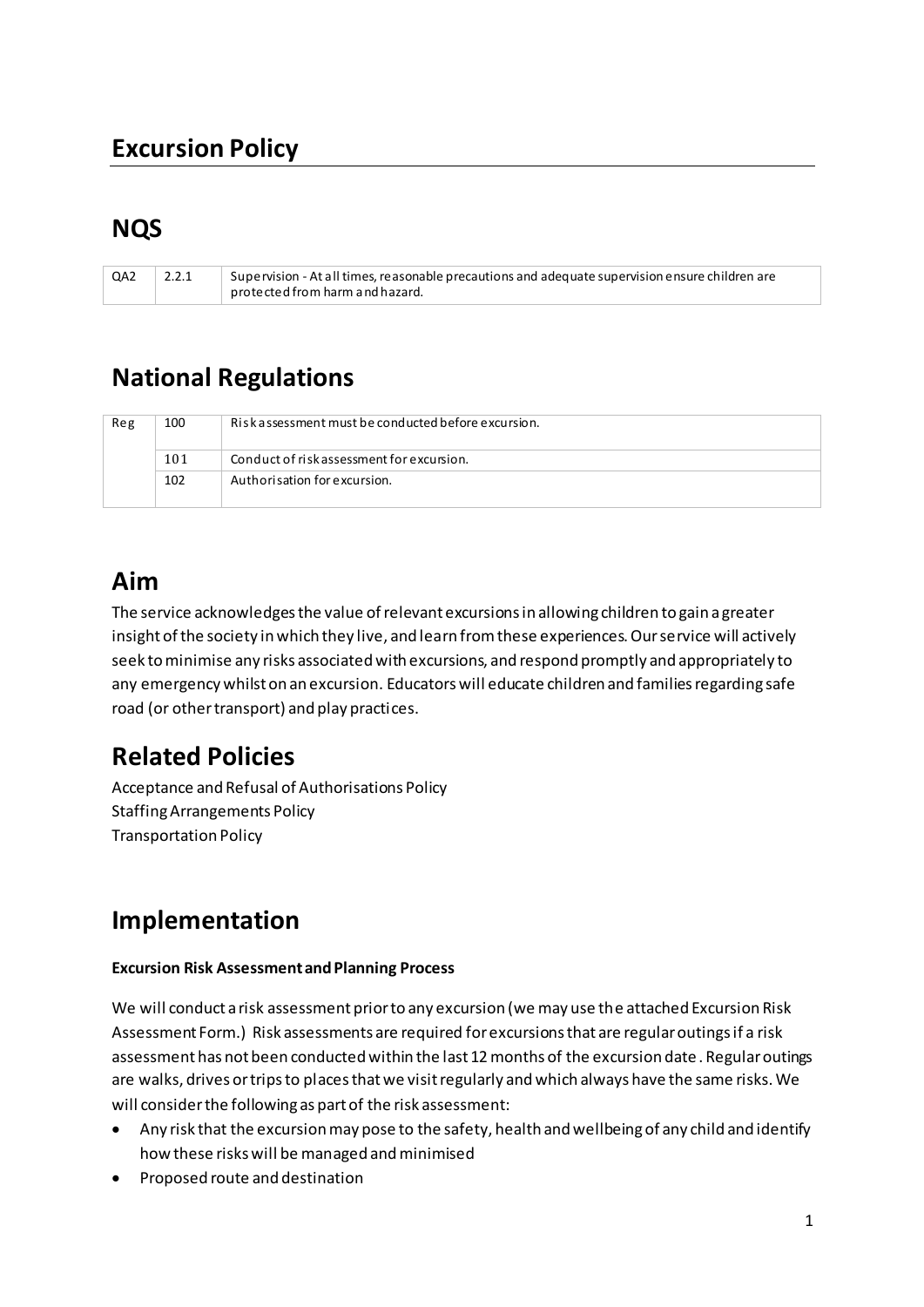# Excursion Policy

## NQS

| | | |
|---|---|---|
| QA2 | 2.2.1 | Supervision - At all times, reasonable precautions and adequate supervision ensure children are protected from harm and hazard. |

## National Regulations

| | | |
|---|---|---|
| Reg | 100 | Risk assessment must be conducted before excursion. |
| | 101 | Conduct of risk assessment for excursion. |
| | 102 | Authorisation for excursion. |

## Aim

The service acknowledges the value of relevant excursions in allowing children to gain a greater insight of the society in which they live, and learn from these experiences. Our service will actively seek to minimise any risks associated with excursions, and respond promptly and appropriately to any emergency whilst on an excursion. Educators will educate children and families regarding safe road (or other transport) and play practices.

## Related Policies

Acceptance and Refusal of Authorisations Policy
Staffing Arrangements Policy
Transportation Policy

## Implementation

**Excursion Risk Assessment and Planning Process**

We will conduct a risk assessment prior to any excursion (we may use the attached Excursion Risk Assessment Form.) Risk assessments are required for excursions that are regular outings if a risk assessment has not been conducted within the last 12 months of the excursion date. Regular outings are walks, drives or trips to places that we visit regularly and which always have the same risks. We will consider the following as part of the risk assessment:

- Any risk that the excursion may pose to the safety, health and wellbeing of any child and identify how these risks will be managed and minimised
- Proposed route and destination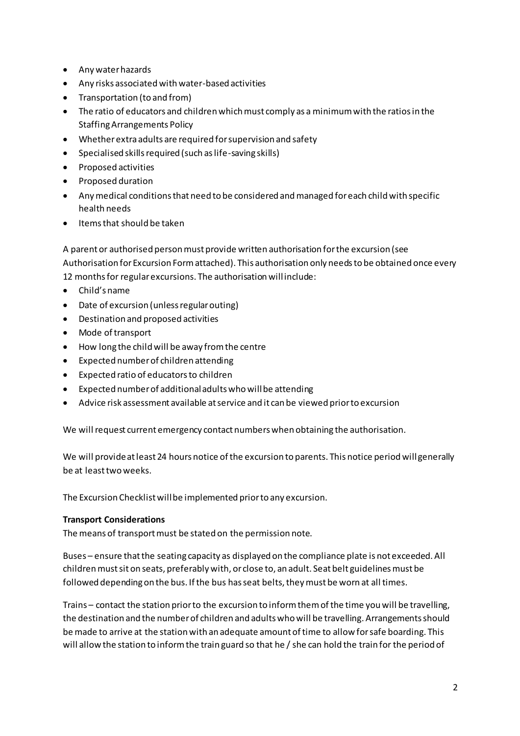- Any water hazards
- Any risks associated with water-based activities
- Transportation (to and from)
- The ratio of educators and children which must comply as a minimum with the ratios in the Staffing Arrangements Policy
- Whether extra adults are required for supervision and safety
- Specialised skills required (such as life-saving skills)
- Proposed activities
- Proposed duration
- Any medical conditions that need to be considered and managed for each child with specific health needs
- Items that should be taken

A parent or authorised person must provide written authorisation for the excursion (see Authorisation for Excursion Form attached). This authorisation only needs to be obtained once every 12 months for regular excursions. The authorisation will include:

- Child's name
- Date of excursion (unless regular outing)
- Destination and proposed activities
- Mode of transport
- How long the child will be away from the centre
- Expected number of children attending
- Expected ratio of educators to children
- Expected number of additional adults who will be attending
- Advice risk assessment available at service and it can be viewed prior to excursion

We will request current emergency contact numbers when obtaining the authorisation.

We will provide at least 24 hours notice of the excursion to parents. This notice period will generally be at least two weeks.

The Excursion Checklist will be implemented prior to any excursion.

**Transport Considerations**

The means of transport must be stated on the permission note.

Buses – ensure that the seating capacity as displayed on the compliance plate is not exceeded. All children must sit on seats, preferably with, or close to, an adult. Seat belt guidelines must be followed depending on the bus. If the bus has seat belts, they must be worn at all times.

Trains – contact the station prior to the excursion to inform them of the time you will be travelling, the destination and the number of children and adults who will be travelling. Arrangements should be made to arrive at the station with an adequate amount of time to allow for safe boarding. This will allow the station to inform the train guard so that he / she can hold the train for the period of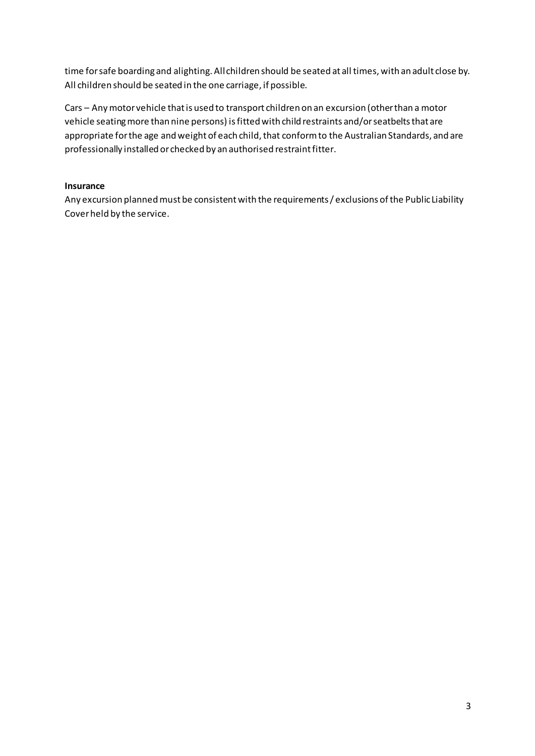time for safe boarding and alighting. All children should be seated at all times, with an adult close by. All children should be seated in the one carriage, if possible.

Cars – Any motor vehicle that is used to transport children on an excursion (other than a motor vehicle seating more than nine persons) is fitted with child restraints and/or seatbelts that are appropriate for the age and weight of each child, that conform to the Australian Standards, and are professionally installed or checked by an authorised restraint fitter.

**Insurance**

Any excursion planned must be consistent with the requirements / exclusions of the Public Liability Cover held by the service.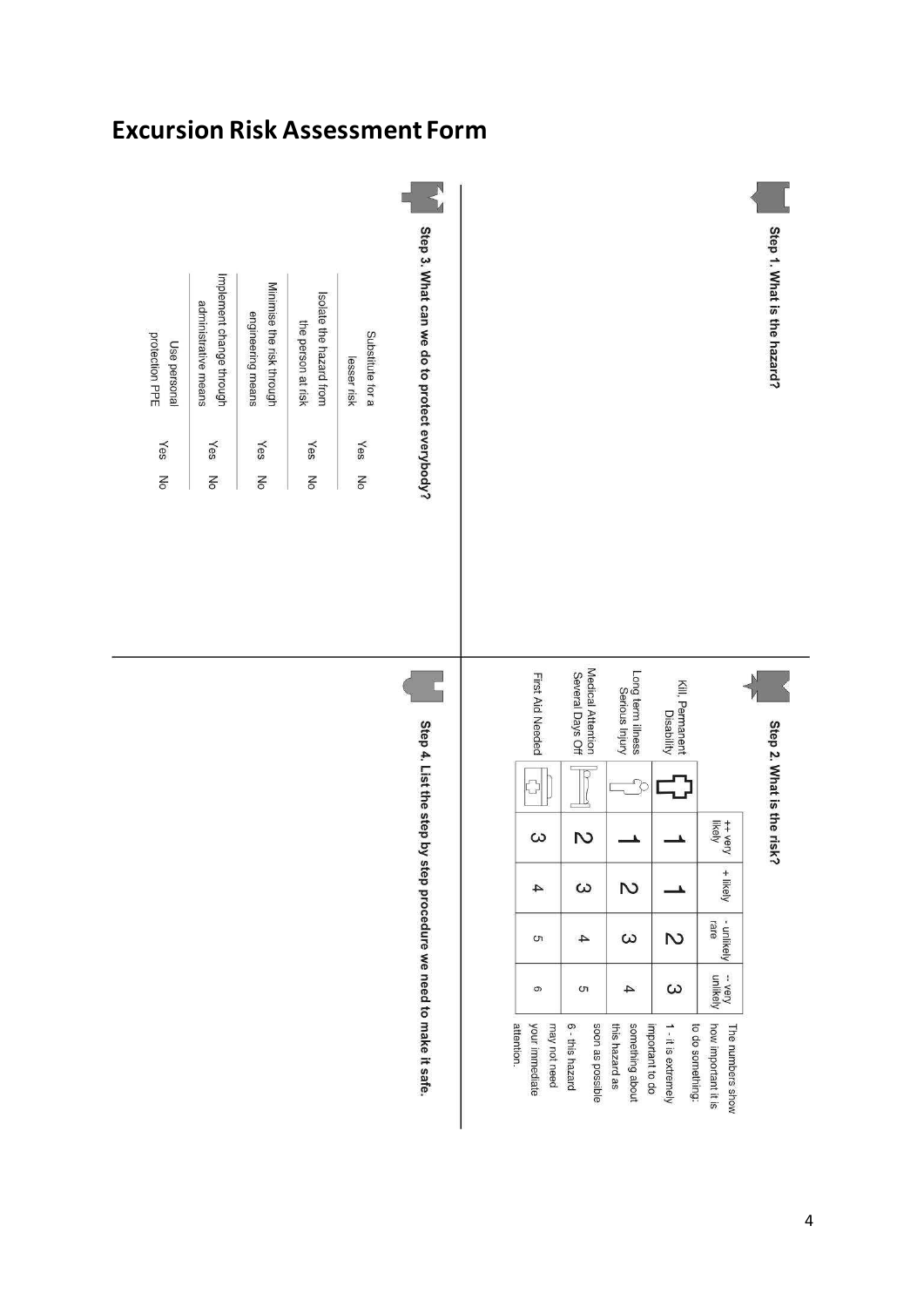# Excursion Risk Assessment Form

## Step 1. What is the hazard?

## Step 2. What is the risk?

| | | ++ very likely | + likely | - unlikely rare | -- very unlikely |
|---|---|---|---|---|---|
| Kill, Permanent Disability | | 1 | 1 | 2 | 3 |
| Long term illness Serious Injury | | 1 | 2 | 3 | 4 |
| Medical Attention Several Days Off | | 2 | 3 | 4 | 5 |
| First Aid Needed | | 3 | 4 | 5 | 6 |

The numbers show how important it is to do something:

1 - it is extremely important to do something about this hazard as soon as possible

6 - this hazard may not need your immediate attention.

## Step 3. What can we do to protect everybody?

| | | |
|---|---|---|
| Substitute for a lesser risk | Yes | No |
| Isolate the hazard from the person at risk | Yes | No |
| Minimise the risk through engineering means | Yes | No |
| Implement change through administrative means | Yes | No |
| Use personal protection PPE | Yes | No |

## Step 4. List the step by step procedure we need to make it safe.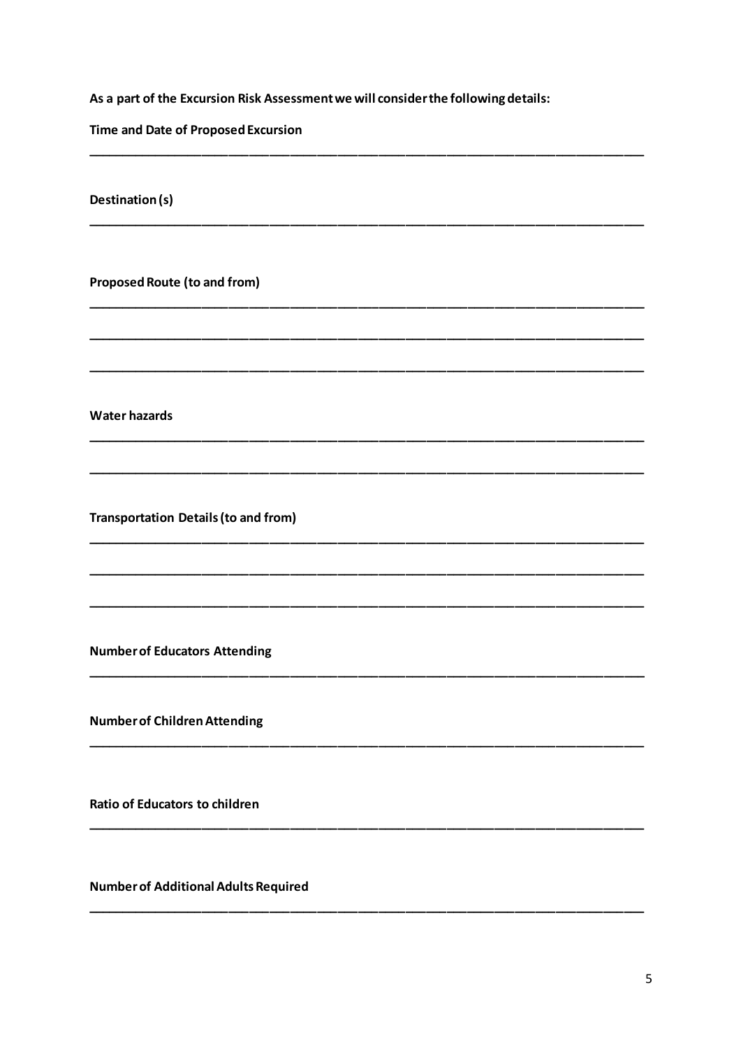**As a part of the Excursion Risk Assessment we will consider the following details:**

**Time and Date of Proposed Excursion**

______________________________________________________________________________

**Destination (s)**

______________________________________________________________________________

**Proposed Route (to and from)**

______________________________________________________________________________

______________________________________________________________________________

______________________________________________________________________________

**Water hazards**

______________________________________________________________________________

______________________________________________________________________________

**Transportation Details (to and from)**

______________________________________________________________________________

______________________________________________________________________________

______________________________________________________________________________

**Number of Educators Attending**

______________________________________________________________________________

**Number of Children Attending**

______________________________________________________________________________

**Ratio of Educators to children**

______________________________________________________________________________

**Number of Additional Adults Required**

______________________________________________________________________________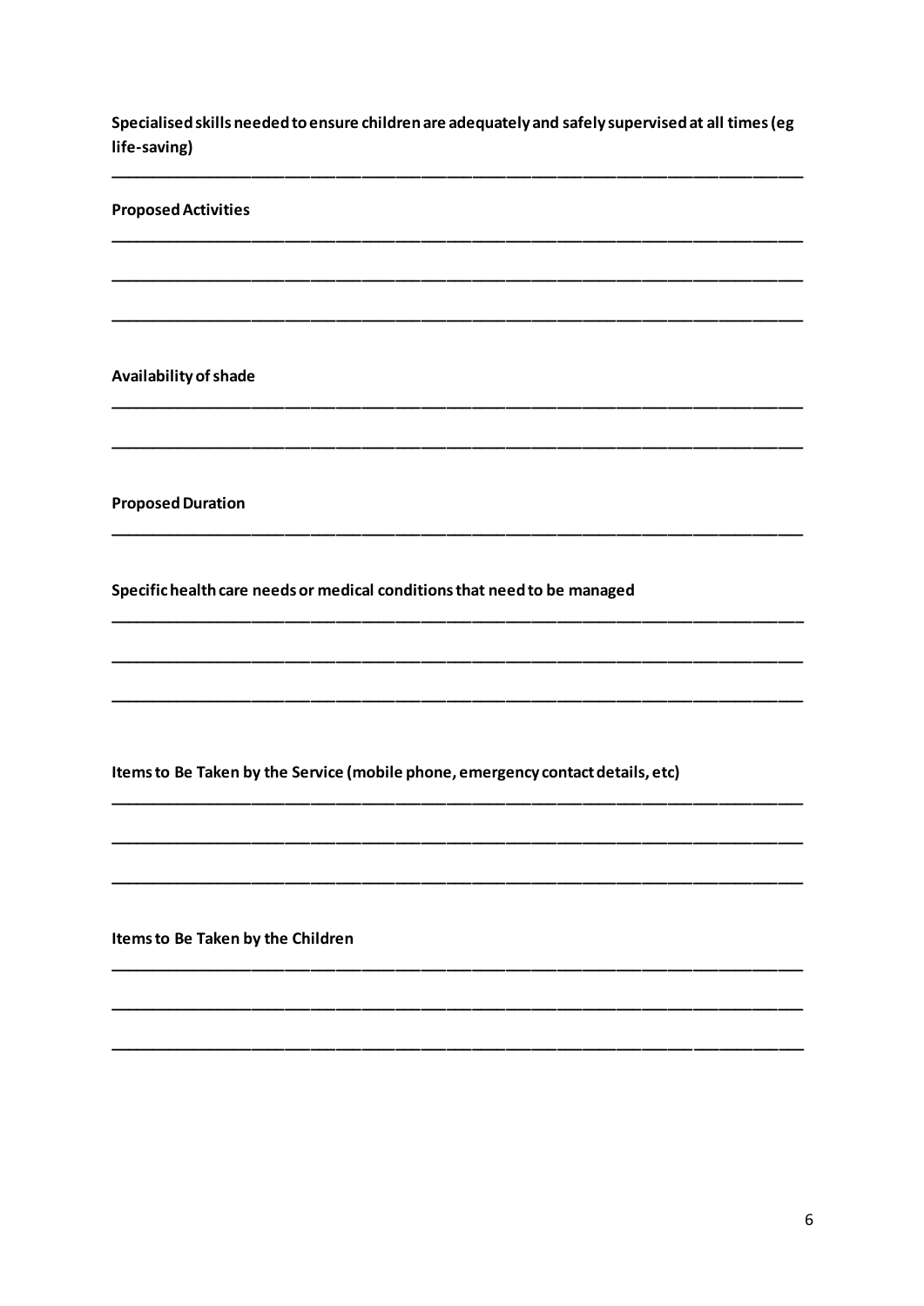**Specialised skills needed to ensure children are adequately and safely supervised at all times (eg life-saving)**

___________________________________________________________________________

**Proposed Activities**

___________________________________________________________________________

___________________________________________________________________________

___________________________________________________________________________

**Availability of shade**

___________________________________________________________________________

___________________________________________________________________________

**Proposed Duration**

___________________________________________________________________________

**Specific health care needs or medical conditions that need to be managed**

___________________________________________________________________________

___________________________________________________________________________

___________________________________________________________________________

**Items to Be Taken by the Service (mobile phone, emergency contact details, etc)**

___________________________________________________________________________

___________________________________________________________________________

___________________________________________________________________________

**Items to Be Taken by the Children**

___________________________________________________________________________

___________________________________________________________________________

___________________________________________________________________________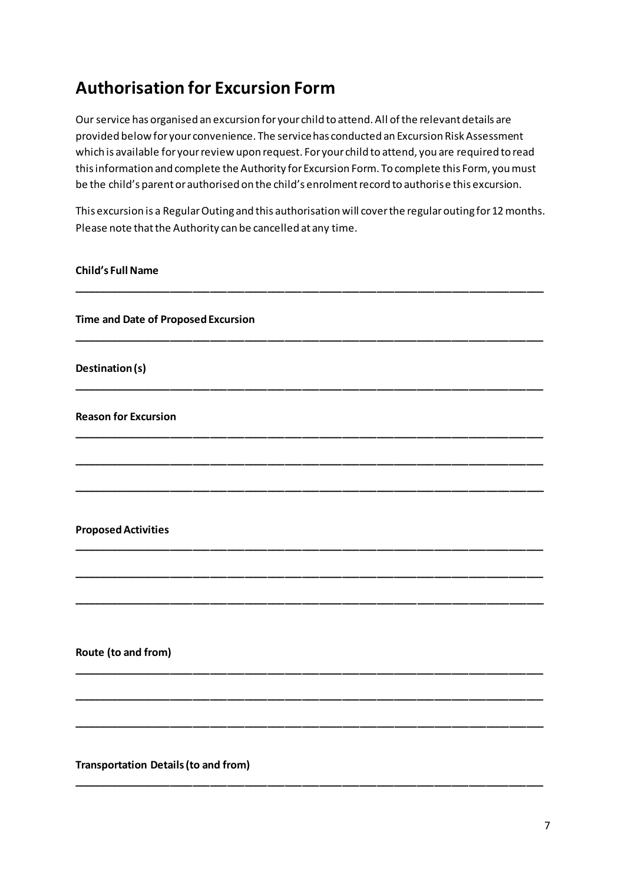## Authorisation for Excursion Form

Our service has organised an excursion for your child to attend. All of the relevant details are provided below for your convenience. The service has conducted an Excursion Risk Assessment which is available for your review upon request. For your child to attend, you are required to read this information and complete the Authority for Excursion Form. To complete this Form, you must be the child's parent or authorised on the child's enrolment record to authorise this excursion.

This excursion is a Regular Outing and this authorisation will cover the regular outing for 12 months. Please note that the Authority can be cancelled at any time.

**Child's Full Name**

________________________________________________________________________

**Time and Date of Proposed Excursion**

________________________________________________________________________

**Destination (s)**

________________________________________________________________________

**Reason for Excursion**

________________________________________________________________________

________________________________________________________________________

________________________________________________________________________

**Proposed Activities**

________________________________________________________________________

________________________________________________________________________

________________________________________________________________________

**Route (to and from)**

________________________________________________________________________

________________________________________________________________________

________________________________________________________________________

**Transportation Details (to and from)**

________________________________________________________________________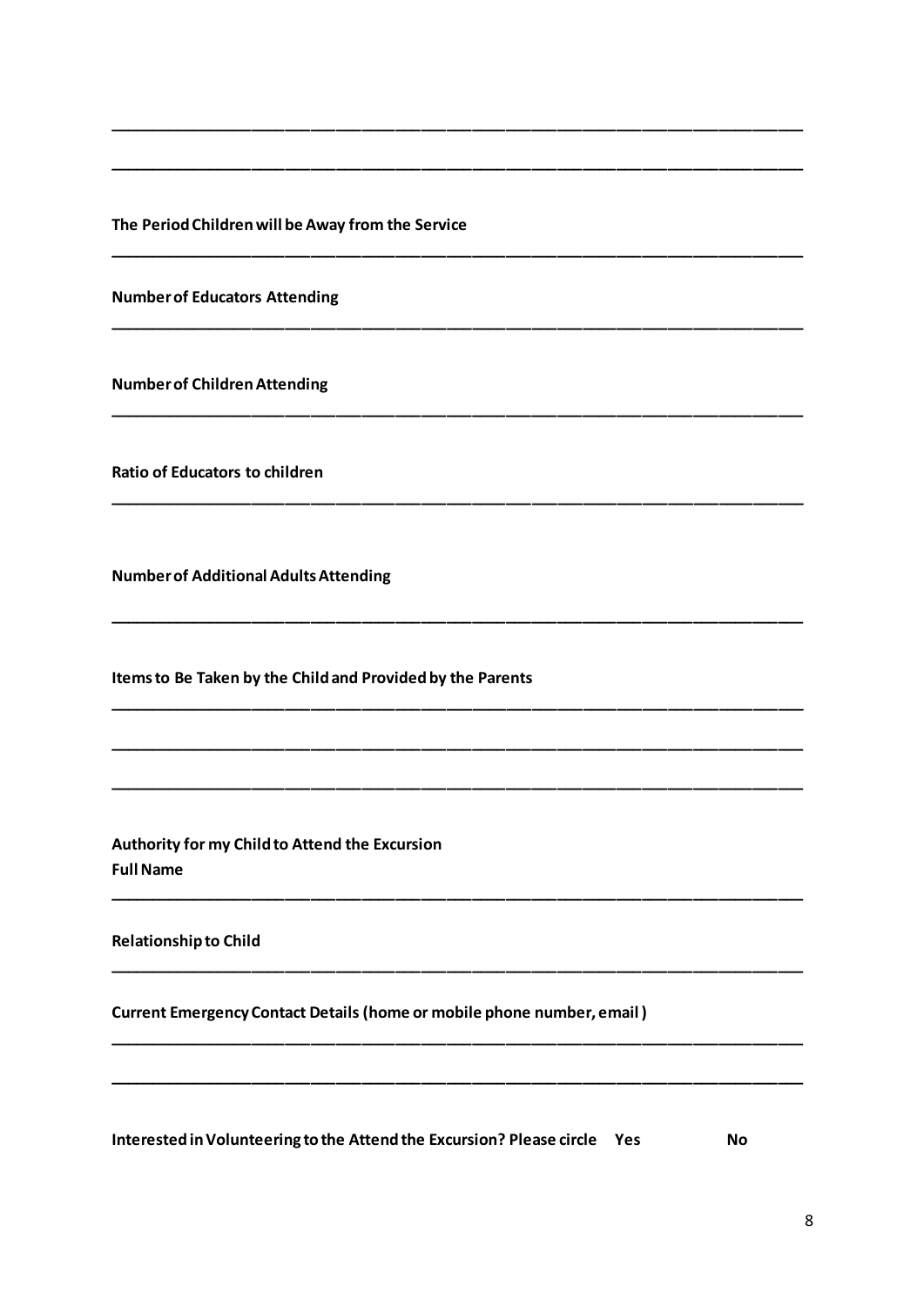________________________________________________________________________

________________________________________________________________________

**The Period Children will be Away from the Service**

________________________________________________________________________

**Number of Educators Attending**

________________________________________________________________________

**Number of Children Attending**

________________________________________________________________________

**Ratio of Educators to children**

________________________________________________________________________

**Number of Additional Adults Attending**

________________________________________________________________________

**Items to Be Taken by the Child and Provided by the Parents**

________________________________________________________________________

________________________________________________________________________

________________________________________________________________________

**Authority for my Child to Attend the Excursion**

**Full Name**

________________________________________________________________________

**Relationship to Child**

________________________________________________________________________

**Current Emergency Contact Details (home or mobile phone number, email )**

________________________________________________________________________

________________________________________________________________________

**Interested in Volunteering to the Attend the Excursion? Please circle Yes No**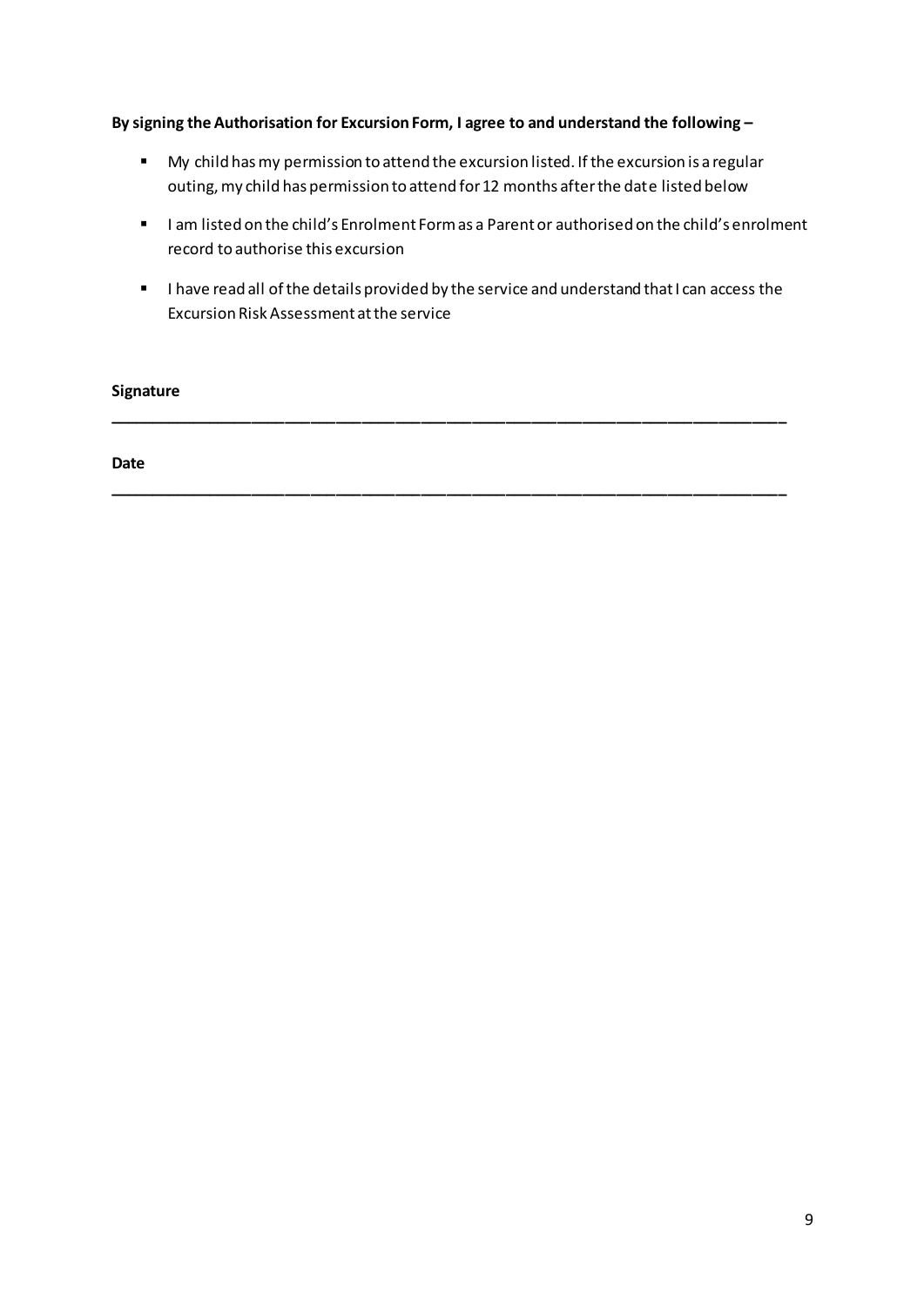**By signing the Authorisation for Excursion Form, I agree to and understand the following –**

- My child has my permission to attend the excursion listed. If the excursion is a regular outing, my child has permission to attend for 12 months after the date listed below
- I am listed on the child's Enrolment Form as a Parent or authorised on the child's enrolment record to authorise this excursion
- I have read all of the details provided by the service and understand that I can access the Excursion Risk Assessment at the service

**Signature**

______________________________________________________________________________

**Date**

______________________________________________________________________________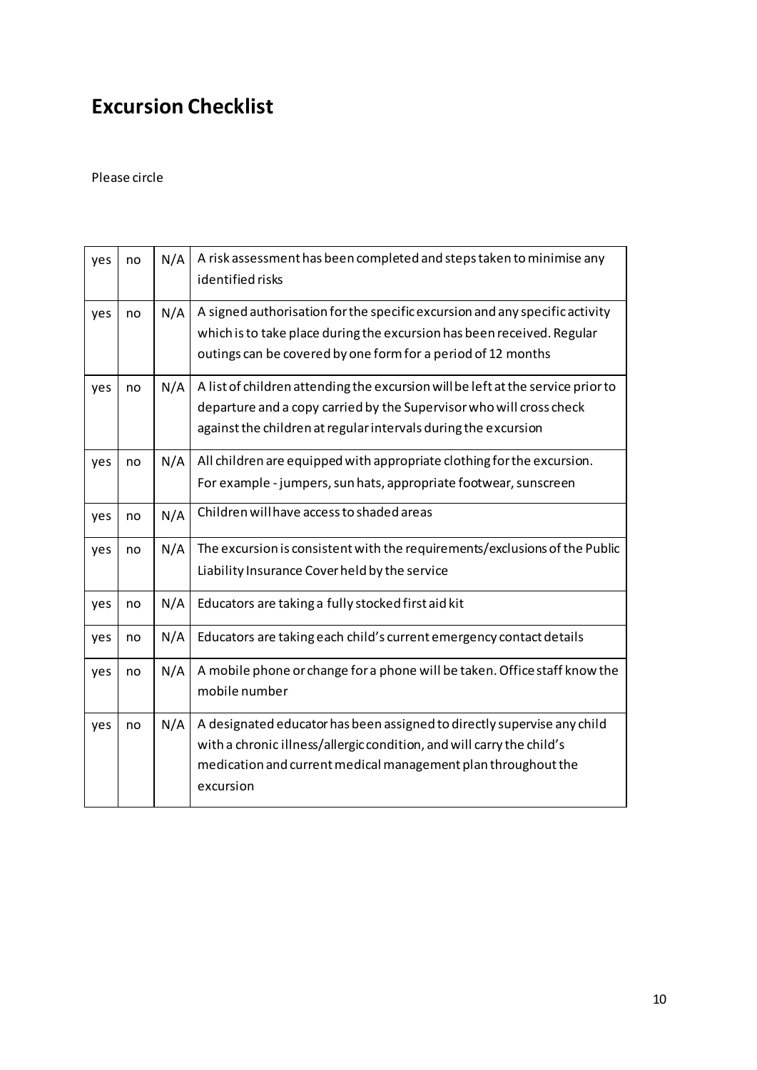# Excursion Checklist

Please circle

| | | | |
|---|---|---|---|
| yes | no | N/A | A risk assessment has been completed and steps taken to minimise any identified risks |
| yes | no | N/A | A signed authorisation for the specific excursion and any specific activity which is to take place during the excursion has been received. Regular outings can be covered by one form for a period of 12 months |
| yes | no | N/A | A list of children attending the excursion will be left at the service prior to departure and a copy carried by the Supervisor who will cross check against the children at regular intervals during the excursion |
| yes | no | N/A | All children are equipped with appropriate clothing for the excursion. For example - jumpers, sun hats, appropriate footwear, sunscreen |
| yes | no | N/A | Children will have access to shaded areas |
| yes | no | N/A | The excursion is consistent with the requirements/exclusions of the Public Liability Insurance Cover held by the service |
| yes | no | N/A | Educators are taking a fully stocked first aid kit |
| yes | no | N/A | Educators are taking each child's current emergency contact details |
| yes | no | N/A | A mobile phone or change for a phone will be taken. Office staff know the mobile number |
| yes | no | N/A | A designated educator has been assigned to directly supervise any child with a chronic illness/allergic condition, and will carry the child's medication and current medical management plan throughout the excursion |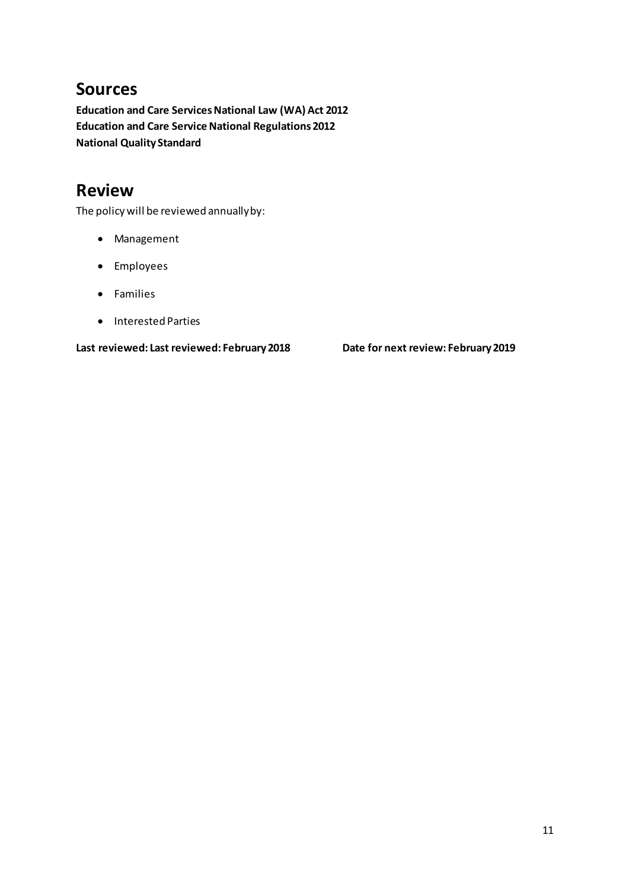## Sources

**Education and Care Services National Law (WA) Act 2012**
**Education and Care Service National Regulations 2012**
**National Quality Standard**

## Review

The policy will be reviewed annually by:

- Management
- Employees
- Families
- Interested Parties

**Last reviewed: Last reviewed: February 2018** **Date for next review: February 2019**